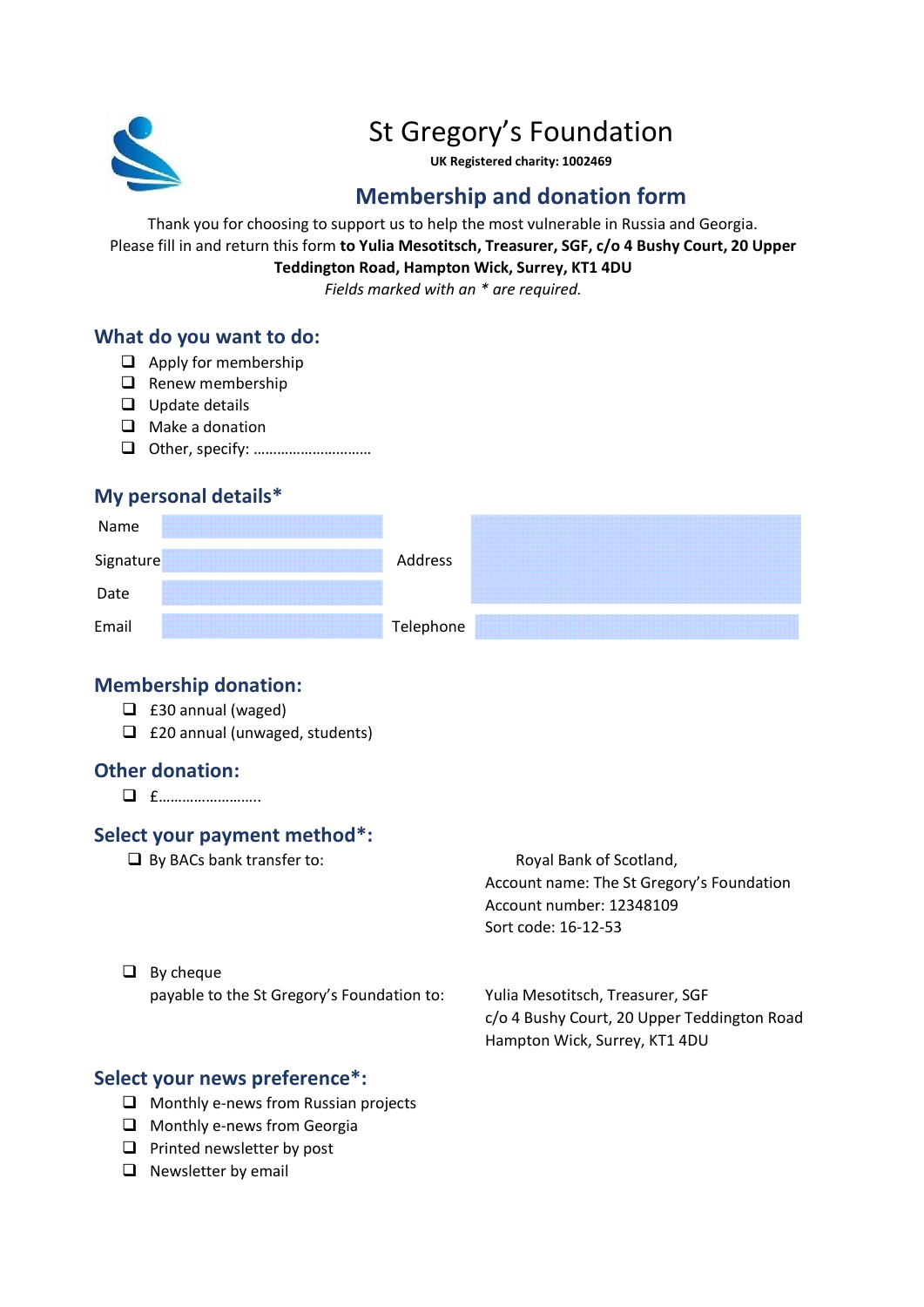# St Gregory's Foundation

**UK Registered charity: 1002469**

## Membership and donation form

Thank you for choosing to support us to help the most vulnerable in Russia and Georgia.
Please fill in and return this form **to Yulia Mesotitsch, Treasurer, SGF, c/o 4 Bushy Court, 20 Upper Teddington Road, Hampton Wick, Surrey, KT1 4DU**

*Fields marked with an * are required.*

### What do you want to do:

- ❑ Apply for membership
- ❑ Renew membership
- ❑ Update details
- ❑ Make a donation
- ❑ Other, specify: ……………………………

### My personal details*

| | | | |
|---|---|---|---|
| Name | | Address | |
| Signature | | | |
| Date | | | |
| Email | | Telephone | |

### Membership donation:

- ❑ £30 annual (waged)
- ❑ £20 annual (unwaged, students)

### Other donation:

- ❑ £……………………..

### Select your payment method*:

- ❑ By BACs bank transfer to:

  Royal Bank of Scotland,
  Account name: The St Gregory's Foundation
  Account number: 12348109
  Sort code: 16-12-53

- ❑ By cheque
  payable to the St Gregory's Foundation to:

  Yulia Mesotitsch, Treasurer, SGF
  c/o 4 Bushy Court, 20 Upper Teddington Road
  Hampton Wick, Surrey, KT1 4DU

### Select your news preference*:

- ❑ Monthly e-news from Russian projects
- ❑ Monthly e-news from Georgia
- ❑ Printed newsletter by post
- ❑ Newsletter by email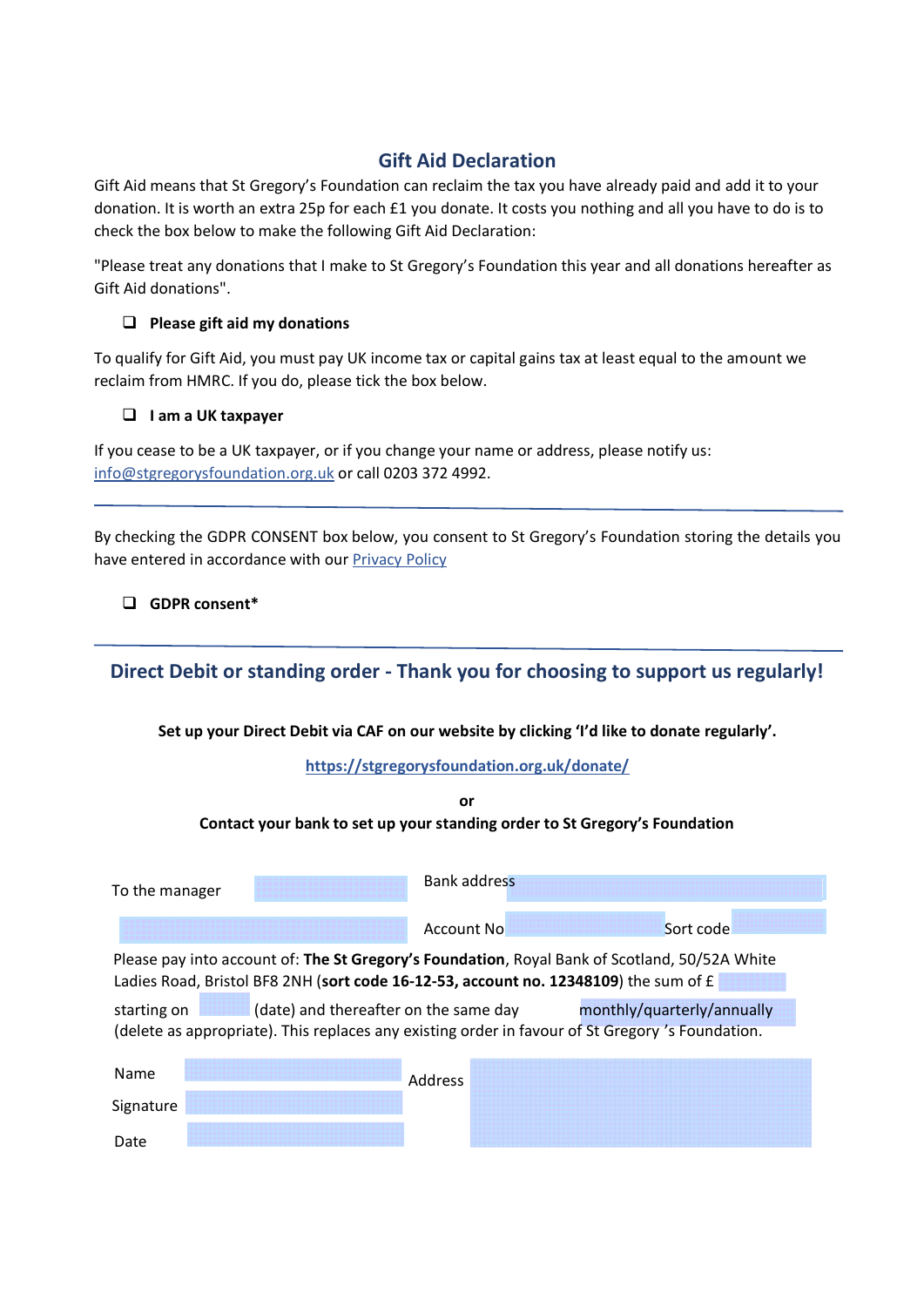## Gift Aid Declaration

Gift Aid means that St Gregory's Foundation can reclaim the tax you have already paid and add it to your donation. It is worth an extra 25p for each £1 you donate. It costs you nothing and all you have to do is to check the box below to make the following Gift Aid Declaration:

"Please treat any donations that I make to St Gregory's Foundation this year and all donations hereafter as Gift Aid donations".

- ☐ **Please gift aid my donations**

To qualify for Gift Aid, you must pay UK income tax or capital gains tax at least equal to the amount we reclaim from HMRC. If you do, please tick the box below.

- ☐ **I am a UK taxpayer**

If you cease to be a UK taxpayer, or if you change your name or address, please notify us: info@stgregorysfoundation.org.uk or call 0203 372 4992.

---

By checking the GDPR CONSENT box below, you consent to St Gregory's Foundation storing the details you have entered in accordance with our Privacy Policy

- ☐ **GDPR consent***

---

## Direct Debit or standing order - Thank you for choosing to support us regularly!

**Set up your Direct Debit via CAF on our website by clicking 'I'd like to donate regularly'.**

**https://stgregorysfoundation.org.uk/donate/**

**or**

**Contact your bank to set up your standing order to St Gregory's Foundation**

To the manager ______________ Bank address ______________

______________ Account No ______________ Sort code ______________

Please pay into account of: **The St Gregory's Foundation**, Royal Bank of Scotland, 50/52A White Ladies Road, Bristol BF8 2NH (**sort code 16-12-53, account no. 12348109**) the sum of £ ______

starting on ______ (date) and thereafter on the same day monthly/quarterly/annually (delete as appropriate). This replaces any existing order in favour of St Gregory 's Foundation.

Name ______________ Address ______________

Signature ______________

Date ______________